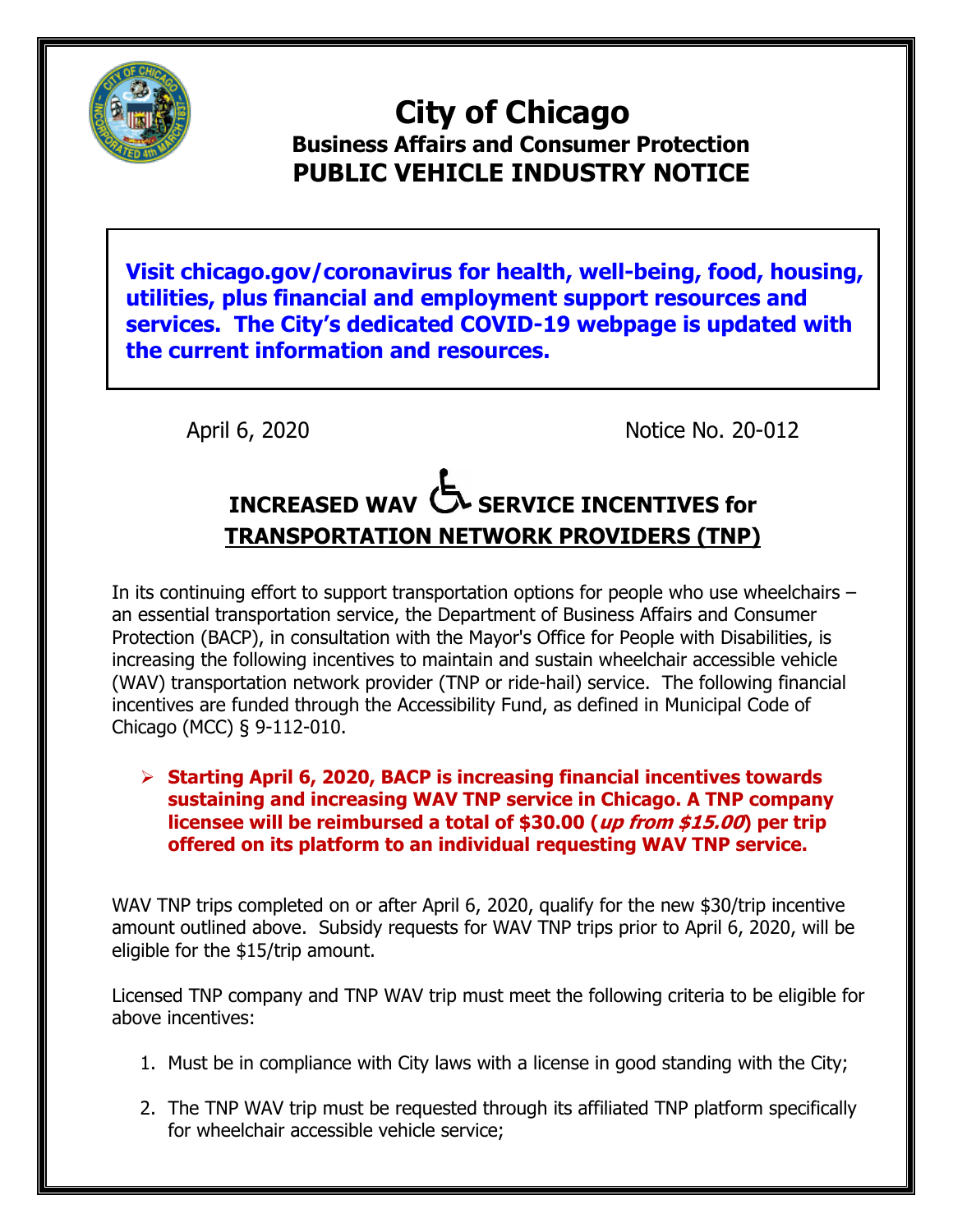# City of Chicago

## Business Affairs and Consumer Protection

## PUBLIC VEHICLE INDUSTRY NOTICE

**Visit chicago.gov/coronavirus for health, well-being, food, housing, utilities, plus financial and employment support resources and services. The City's dedicated COVID-19 webpage is updated with the current information and resources.**

April 6, 2020 Notice No. 20-012

## INCREASED WAV ♿ SERVICE INCENTIVES for TRANSPORTATION NETWORK PROVIDERS (TNP)

In its continuing effort to support transportation options for people who use wheelchairs – an essential transportation service, the Department of Business Affairs and Consumer Protection (BACP), in consultation with the Mayor's Office for People with Disabilities, is increasing the following incentives to maintain and sustain wheelchair accessible vehicle (WAV) transportation network provider (TNP or ride-hail) service. The following financial incentives are funded through the Accessibility Fund, as defined in Municipal Code of Chicago (MCC) § 9-112-010.

- **Starting April 6, 2020, BACP is increasing financial incentives towards sustaining and increasing WAV TNP service in Chicago. A TNP company licensee will be reimbursed a total of $30.00 (*up from $15.00*) per trip offered on its platform to an individual requesting WAV TNP service.**

WAV TNP trips completed on or after April 6, 2020, qualify for the new $30/trip incentive amount outlined above. Subsidy requests for WAV TNP trips prior to April 6, 2020, will be eligible for the $15/trip amount.

Licensed TNP company and TNP WAV trip must meet the following criteria to be eligible for above incentives:

1. Must be in compliance with City laws with a license in good standing with the City;
2. The TNP WAV trip must be requested through its affiliated TNP platform specifically for wheelchair accessible vehicle service;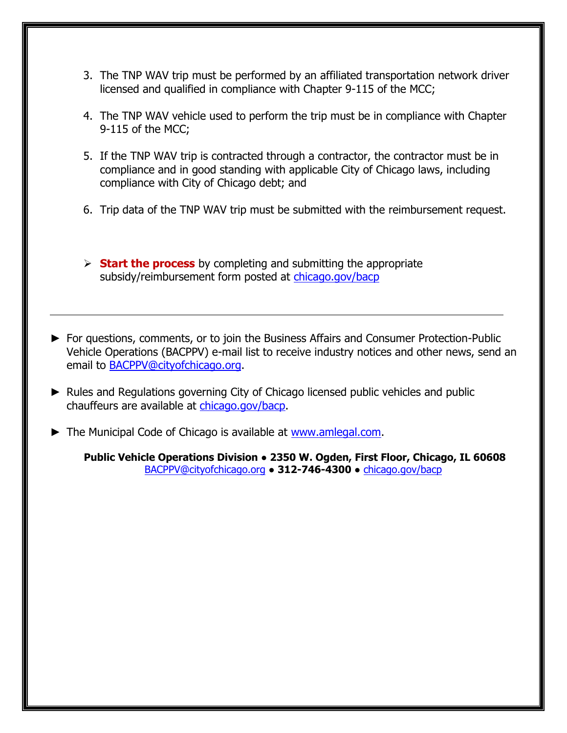3. The TNP WAV trip must be performed by an affiliated transportation network driver licensed and qualified in compliance with Chapter 9-115 of the MCC;

4. The TNP WAV vehicle used to perform the trip must be in compliance with Chapter 9-115 of the MCC;

5. If the TNP WAV trip is contracted through a contractor, the contractor must be in compliance and in good standing with applicable City of Chicago laws, including compliance with City of Chicago debt; and

6. Trip data of the TNP WAV trip must be submitted with the reimbursement request.

- **Start the process** by completing and submitting the appropriate subsidy/reimbursement form posted at chicago.gov/bacp

---

► For questions, comments, or to join the Business Affairs and Consumer Protection-Public Vehicle Operations (BACPPV) e-mail list to receive industry notices and other news, send an email to BACPPV@cityofchicago.org.

► Rules and Regulations governing City of Chicago licensed public vehicles and public chauffeurs are available at chicago.gov/bacp.

► The Municipal Code of Chicago is available at www.amlegal.com.

**Public Vehicle Operations Division • 2350 W. Ogden, First Floor, Chicago, IL 60608**
BACPPV@cityofchicago.org • **312-746-4300** • chicago.gov/bacp